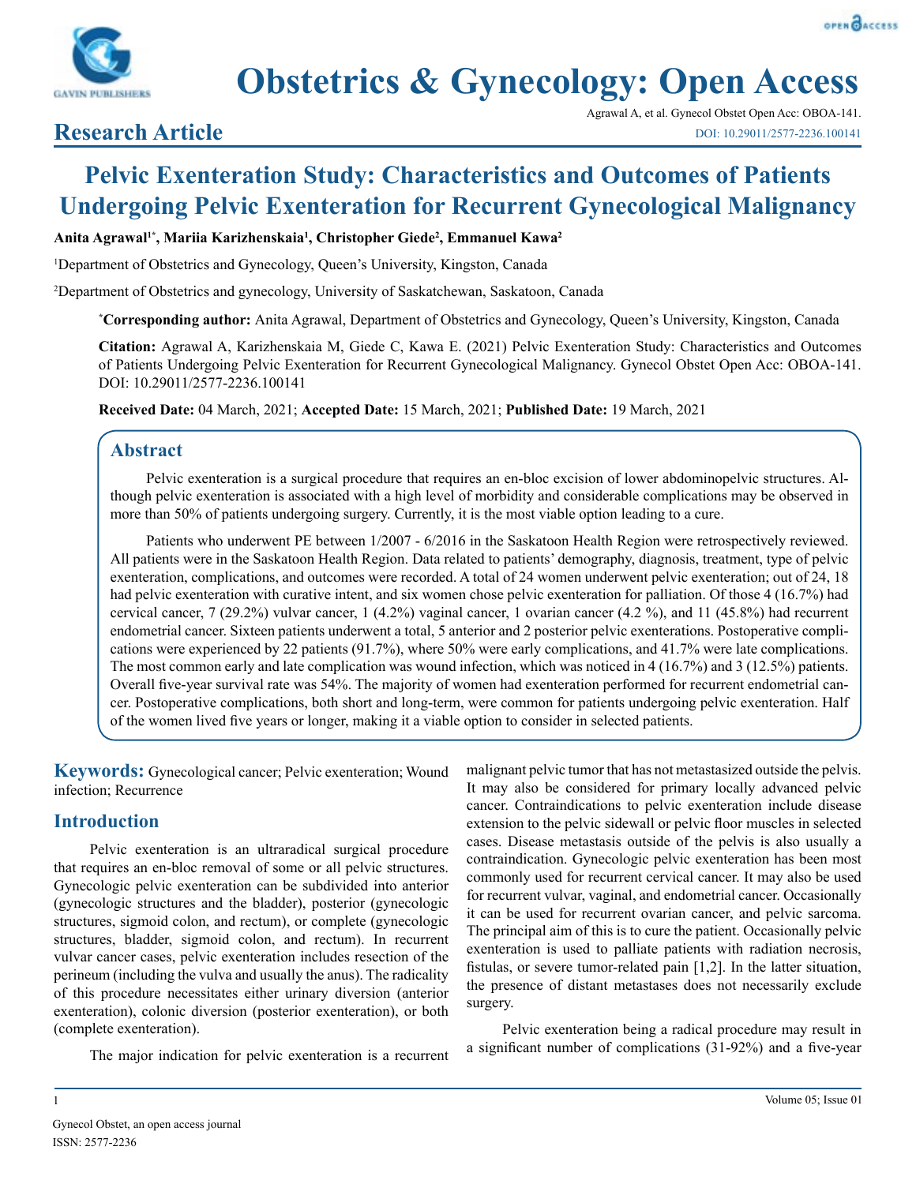# Pelvic Exenteration Study: Characteristics and Outcomes of Patients Undergoing Pelvic Exenteration for Recurrent Gynecological Malignancy

**Research Article**

**Anita Agrawal[1*], Mariia Karizhenskaia[1], Christopher Giede[2], Emmanuel Kawa[2]**

[1]Department of Obstetrics and Gynecology, Queen's University, Kingston, Canada

[2]Department of Obstetrics and gynecology, University of Saskatchewan, Saskatoon, Canada

[*]**Corresponding author:** Anita Agrawal, Department of Obstetrics and Gynecology, Queen's University, Kingston, Canada

**Citation:** Agrawal A, Karizhenskaia M, Giede C, Kawa E. (2021) Pelvic Exenteration Study: Characteristics and Outcomes of Patients Undergoing Pelvic Exenteration for Recurrent Gynecological Malignancy. Gynecol Obstet Open Acc: OBOA-141. DOI: 10.29011/2577-2236.100141

**Received Date:** 04 March, 2021; **Accepted Date:** 15 March, 2021; **Published Date:** 19 March, 2021

## Abstract

Pelvic exenteration is a surgical procedure that requires an en-bloc excision of lower abdominopelvic structures. Although pelvic exenteration is associated with a high level of morbidity and considerable complications may be observed in more than 50% of patients undergoing surgery. Currently, it is the most viable option leading to a cure.

Patients who underwent PE between 1/2007 - 6/2016 in the Saskatoon Health Region were retrospectively reviewed. All patients were in the Saskatoon Health Region. Data related to patients' demography, diagnosis, treatment, type of pelvic exenteration, complications, and outcomes were recorded. A total of 24 women underwent pelvic exenteration; out of 24, 18 had pelvic exenteration with curative intent, and six women chose pelvic exenteration for palliation. Of those 4 (16.7%) had cervical cancer, 7 (29.2%) vulvar cancer, 1 (4.2%) vaginal cancer, 1 ovarian cancer (4.2 %), and 11 (45.8%) had recurrent endometrial cancer. Sixteen patients underwent a total, 5 anterior and 2 posterior pelvic exenterations. Postoperative complications were experienced by 22 patients (91.7%), where 50% were early complications, and 41.7% were late complications. The most common early and late complication was wound infection, which was noticed in 4 (16.7%) and 3 (12.5%) patients. Overall five-year survival rate was 54%. The majority of women had exenteration performed for recurrent endometrial cancer. Postoperative complications, both short and long-term, were common for patients undergoing pelvic exenteration. Half of the women lived five years or longer, making it a viable option to consider in selected patients.

**Keywords:** Gynecological cancer; Pelvic exenteration; Wound infection; Recurrence

## Introduction

Pelvic exenteration is an ultraradical surgical procedure that requires an en-bloc removal of some or all pelvic structures. Gynecologic pelvic exenteration can be subdivided into anterior (gynecologic structures and the bladder), posterior (gynecologic structures, sigmoid colon, and rectum), or complete (gynecologic structures, bladder, sigmoid colon, and rectum). In recurrent vulvar cancer cases, pelvic exenteration includes resection of the perineum (including the vulva and usually the anus). The radicality of this procedure necessitates either urinary diversion (anterior exenteration), colonic diversion (posterior exenteration), or both (complete exenteration).

The major indication for pelvic exenteration is a recurrent malignant pelvic tumor that has not metastasized outside the pelvis. It may also be considered for primary locally advanced pelvic cancer. Contraindications to pelvic exenteration include disease extension to the pelvic sidewall or pelvic floor muscles in selected cases. Disease metastasis outside of the pelvis is also usually a contraindication. Gynecologic pelvic exenteration has been most commonly used for recurrent cervical cancer. It may also be used for recurrent vulvar, vaginal, and endometrial cancer. Occasionally it can be used for recurrent ovarian cancer, and pelvic sarcoma. The principal aim of this is to cure the patient. Occasionally pelvic exenteration is used to palliate patients with radiation necrosis, fistulas, or severe tumor-related pain [1,2]. In the latter situation, the presence of distant metastases does not necessarily exclude surgery.

Pelvic exenteration being a radical procedure may result in a significant number of complications (31-92%) and a five-year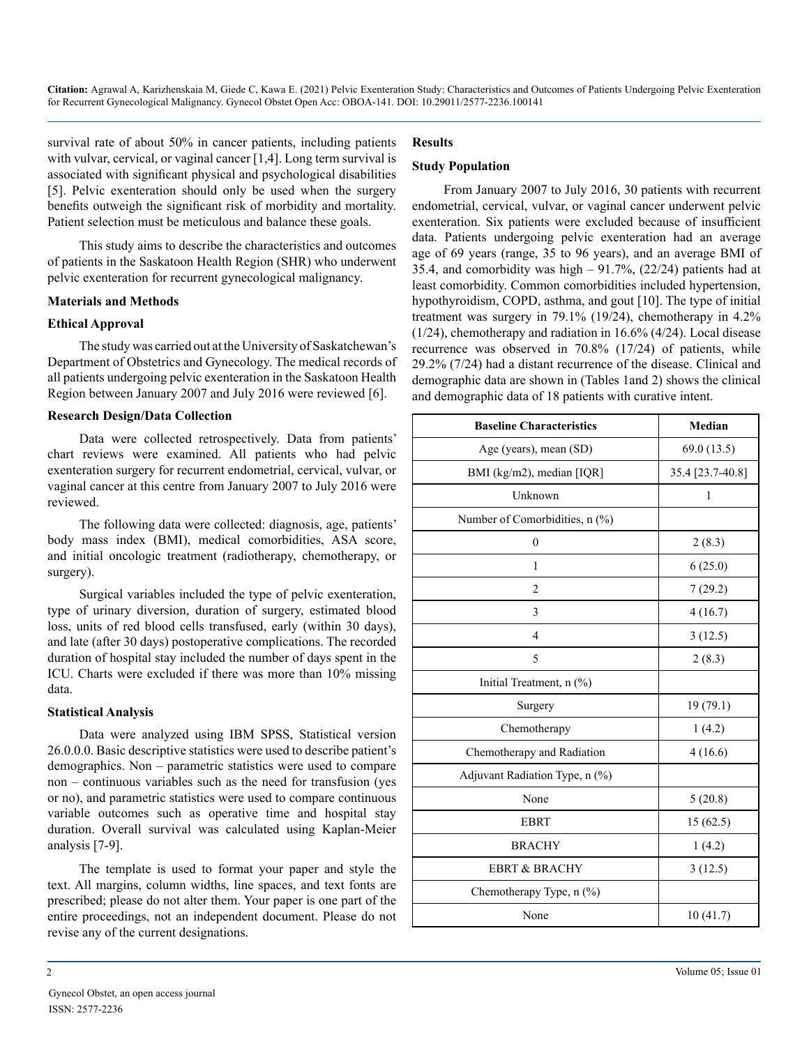survival rate of about 50% in cancer patients, including patients with vulvar, cervical, or vaginal cancer [1,4]. Long term survival is associated with significant physical and psychological disabilities [5]. Pelvic exenteration should only be used when the surgery benefits outweigh the significant risk of morbidity and mortality. Patient selection must be meticulous and balance these goals.

This study aims to describe the characteristics and outcomes of patients in the Saskatoon Health Region (SHR) who underwent pelvic exenteration for recurrent gynecological malignancy.

## Materials and Methods

### Ethical Approval

The study was carried out at the University of Saskatchewan's Department of Obstetrics and Gynecology. The medical records of all patients undergoing pelvic exenteration in the Saskatoon Health Region between January 2007 and July 2016 were reviewed [6].

### Research Design/Data Collection

Data were collected retrospectively. Data from patients' chart reviews were examined. All patients who had pelvic exenteration surgery for recurrent endometrial, cervical, vulvar, or vaginal cancer at this centre from January 2007 to July 2016 were reviewed.

The following data were collected: diagnosis, age, patients' body mass index (BMI), medical comorbidities, ASA score, and initial oncologic treatment (radiotherapy, chemotherapy, or surgery).

Surgical variables included the type of pelvic exenteration, type of urinary diversion, duration of surgery, estimated blood loss, units of red blood cells transfused, early (within 30 days), and late (after 30 days) postoperative complications. The recorded duration of hospital stay included the number of days spent in the ICU. Charts were excluded if there was more than 10% missing data.

### Statistical Analysis

Data were analyzed using IBM SPSS, Statistical version 26.0.0.0. Basic descriptive statistics were used to describe patient's demographics. Non – parametric statistics were used to compare non – continuous variables such as the need for transfusion (yes or no), and parametric statistics were used to compare continuous variable outcomes such as operative time and hospital stay duration. Overall survival was calculated using Kaplan-Meier analysis [7-9].

The template is used to format your paper and style the text. All margins, column widths, line spaces, and text fonts are prescribed; please do not alter them. Your paper is one part of the entire proceedings, not an independent document. Please do not revise any of the current designations.

## Results

### Study Population

From January 2007 to July 2016, 30 patients with recurrent endometrial, cervical, vulvar, or vaginal cancer underwent pelvic exenteration. Six patients were excluded because of insufficient data. Patients undergoing pelvic exenteration had an average age of 69 years (range, 35 to 96 years), and an average BMI of 35.4, and comorbidity was high – 91.7%, (22/24) patients had at least comorbidity. Common comorbidities included hypertension, hypothyroidism, COPD, asthma, and gout [10]. The type of initial treatment was surgery in 79.1% (19/24), chemotherapy in 4.2% (1/24), chemotherapy and radiation in 16.6% (4/24). Local disease recurrence was observed in 70.8% (17/24) of patients, while 29.2% (7/24) had a distant recurrence of the disease. Clinical and demographic data are shown in (Tables 1and 2) shows the clinical and demographic data of 18 patients with curative intent.

| Baseline Characteristics | Median |
|---|---|
| Age (years), mean (SD) | 69.0 (13.5) |
| BMI (kg/m2), median [IQR] | 35.4 [23.7-40.8] |
| Unknown | 1 |
| Number of Comorbidities, n (%) | |
| 0 | 2 (8.3) |
| 1 | 6 (25.0) |
| 2 | 7 (29.2) |
| 3 | 4 (16.7) |
| 4 | 3 (12.5) |
| 5 | 2 (8.3) |
| Initial Treatment, n (%) | |
| Surgery | 19 (79.1) |
| Chemotherapy | 1 (4.2) |
| Chemotherapy and Radiation | 4 (16.6) |
| Adjuvant Radiation Type, n (%) | |
| None | 5 (20.8) |
| EBRT | 15 (62.5) |
| BRACHY | 1 (4.2) |
| EBRT & BRACHY | 3 (12.5) |
| Chemotherapy Type, n (%) | |
| None | 10 (41.7) |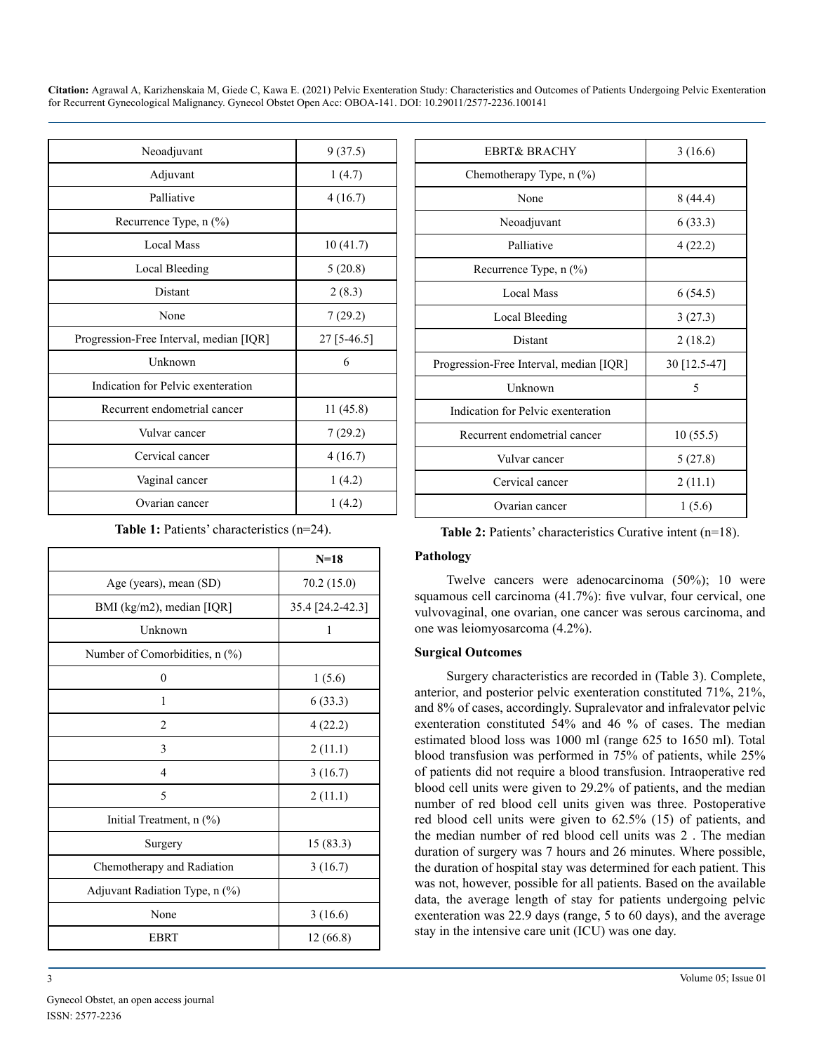| | |
|---|---|
| Neoadjuvant | 9 (37.5) |
| Adjuvant | 1 (4.7) |
| Palliative | 4 (16.7) |
| Recurrence Type, n (%) | |
| Local Mass | 10 (41.7) |
| Local Bleeding | 5 (20.8) |
| Distant | 2 (8.3) |
| None | 7 (29.2) |
| Progression-Free Interval, median [IQR] | 27 [5-46.5] |
| Unknown | 6 |
| Indication for Pelvic exenteration | |
| Recurrent endometrial cancer | 11 (45.8) |
| Vulvar cancer | 7 (29.2) |
| Cervical cancer | 4 (16.7) |
| Vaginal cancer | 1 (4.2) |
| Ovarian cancer | 1 (4.2) |

**Table 1:** Patients' characteristics (n=24).

| | N=18 |
|---|---|
| Age (years), mean (SD) | 70.2 (15.0) |
| BMI (kg/m2), median [IQR] | 35.4 [24.2-42.3] |
| Unknown | 1 |
| Number of Comorbidities, n (%) | |
| 0 | 1 (5.6) |
| 1 | 6 (33.3) |
| 2 | 4 (22.2) |
| 3 | 2 (11.1) |
| 4 | 3 (16.7) |
| 5 | 2 (11.1) |
| Initial Treatment, n (%) | |
| Surgery | 15 (83.3) |
| Chemotherapy and Radiation | 3 (16.7) |
| Adjuvant Radiation Type, n (%) | |
| None | 3 (16.6) |
| EBRT | 12 (66.8) |
| EBRT& BRACHY | 3 (16.6) |
| Chemotherapy Type, n (%) | |
| None | 8 (44.4) |
| Neoadjuvant | 6 (33.3) |
| Palliative | 4 (22.2) |
| Recurrence Type, n (%) | |
| Local Mass | 6 (54.5) |
| Local Bleeding | 3 (27.3) |
| Distant | 2 (18.2) |
| Progression-Free Interval, median [IQR] | 30 [12.5-47] |
| Unknown | 5 |
| Indication for Pelvic exenteration | |
| Recurrent endometrial cancer | 10 (55.5) |
| Vulvar cancer | 5 (27.8) |
| Cervical cancer | 2 (11.1) |
| Ovarian cancer | 1 (5.6) |

**Table 2:** Patients' characteristics Curative intent (n=18).

**Pathology**

Twelve cancers were adenocarcinoma (50%); 10 were squamous cell carcinoma (41.7%): five vulvar, four cervical, one vulvovaginal, one ovarian, one cancer was serous carcinoma, and one was leiomyosarcoma (4.2%).

**Surgical Outcomes**

Surgery characteristics are recorded in (Table 3). Complete, anterior, and posterior pelvic exenteration constituted 71%, 21%, and 8% of cases, accordingly. Supralevator and infralevator pelvic exenteration constituted 54% and 46 % of cases. The median estimated blood loss was 1000 ml (range 625 to 1650 ml). Total blood transfusion was performed in 75% of patients, while 25% of patients did not require a blood transfusion. Intraoperative red blood cell units were given to 29.2% of patients, and the median number of red blood cell units given was three. Postoperative red blood cell units were given to 62.5% (15) of patients, and the median number of red blood cell units was 2 . The median duration of surgery was 7 hours and 26 minutes. Where possible, the duration of hospital stay was determined for each patient. This was not, however, possible for all patients. Based on the available data, the average length of stay for patients undergoing pelvic exenteration was 22.9 days (range, 5 to 60 days), and the average stay in the intensive care unit (ICU) was one day.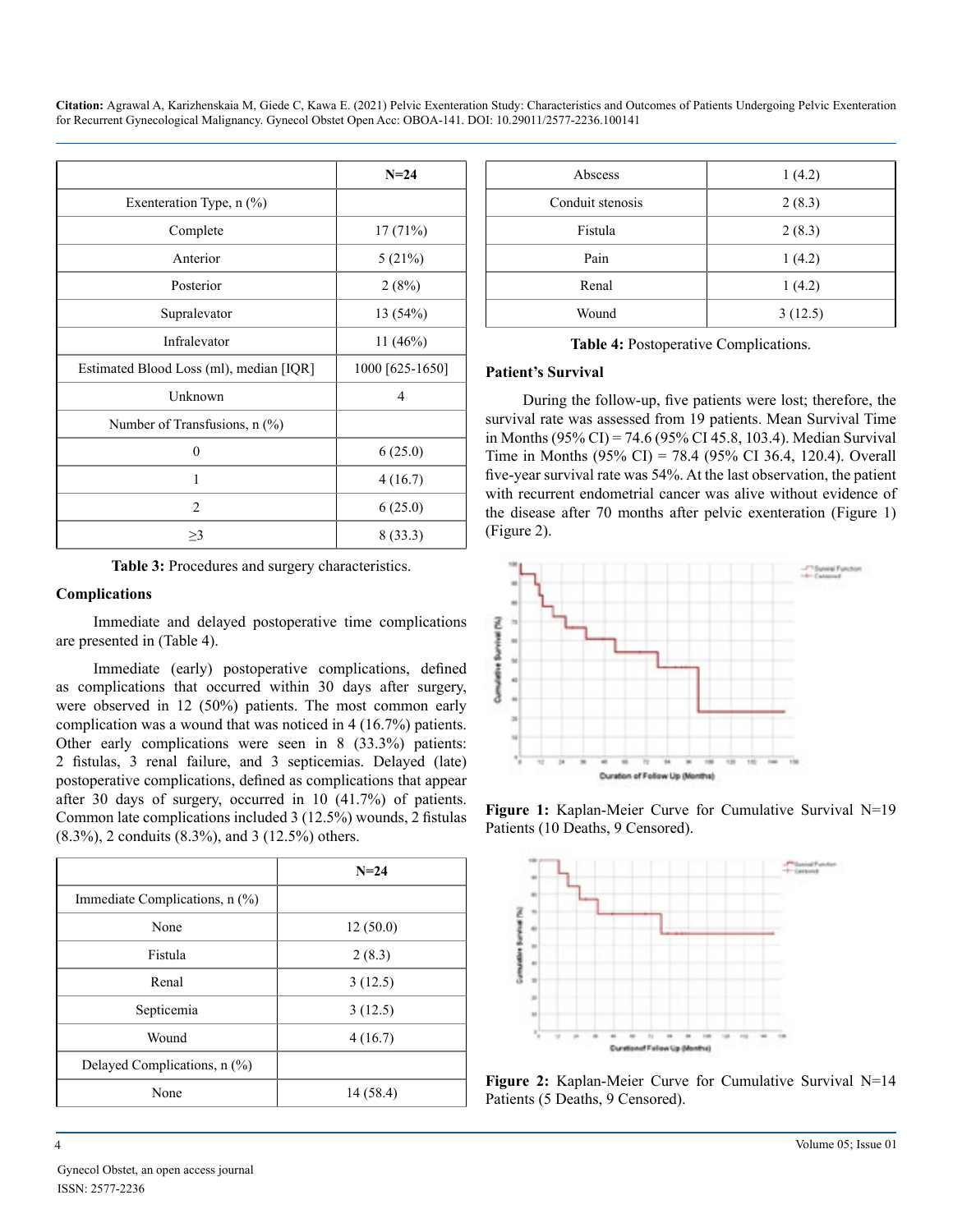|  | N=24 |
| --- | --- |
| Exenteration Type, n (%) |  |
| Complete | 17 (71%) |
| Anterior | 5 (21%) |
| Posterior | 2 (8%) |
| Supralevator | 13 (54%) |
| Infralevator | 11 (46%) |
| Estimated Blood Loss (ml), median [IQR] | 1000 [625-1650] |
| Unknown | 4 |
| Number of Transfusions, n (%) |  |
| 0 | 6 (25.0) |
| 1 | 4 (16.7) |
| 2 | 6 (25.0) |
| ≥3 | 8 (33.3) |

**Table 3:** Procedures and surgery characteristics.

### Complications

Immediate and delayed postoperative time complications are presented in (Table 4).

Immediate (early) postoperative complications, defined as complications that occurred within 30 days after surgery, were observed in 12 (50%) patients. The most common early complication was a wound that was noticed in 4 (16.7%) patients. Other early complications were seen in 8 (33.3%) patients: 2 fistulas, 3 renal failure, and 3 septicemias. Delayed (late) postoperative complications, defined as complications that appear after 30 days of surgery, occurred in 10 (41.7%) of patients. Common late complications included 3 (12.5%) wounds, 2 fistulas (8.3%), 2 conduits (8.3%), and 3 (12.5%) others.

|  | N=24 |
| --- | --- |
| Immediate Complications, n (%) |  |
| None | 12 (50.0) |
| Fistula | 2 (8.3) |
| Renal | 3 (12.5) |
| Septicemia | 3 (12.5) |
| Wound | 4 (16.7) |
| Delayed Complications, n (%) |  |
| None | 14 (58.4) |
| Abscess | 1 (4.2) |
| Conduit stenosis | 2 (8.3) |
| Fistula | 2 (8.3) |
| Pain | 1 (4.2) |
| Renal | 1 (4.2) |
| Wound | 3 (12.5) |

**Table 4:** Postoperative Complications.

### Patient's Survival

During the follow-up, five patients were lost; therefore, the survival rate was assessed from 19 patients. Mean Survival Time in Months (95% CI) = 74.6 (95% CI 45.8, 103.4). Median Survival Time in Months (95% CI) = 78.4 (95% CI 36.4, 120.4). Overall five-year survival rate was 54%. At the last observation, the patient with recurrent endometrial cancer was alive without evidence of the disease after 70 months after pelvic exenteration (Figure 1) (Figure 2).

**Figure 1:** Kaplan-Meier Curve for Cumulative Survival N=19 Patients (10 Deaths, 9 Censored).

**Figure 2:** Kaplan-Meier Curve for Cumulative Survival N=14 Patients (5 Deaths, 9 Censored).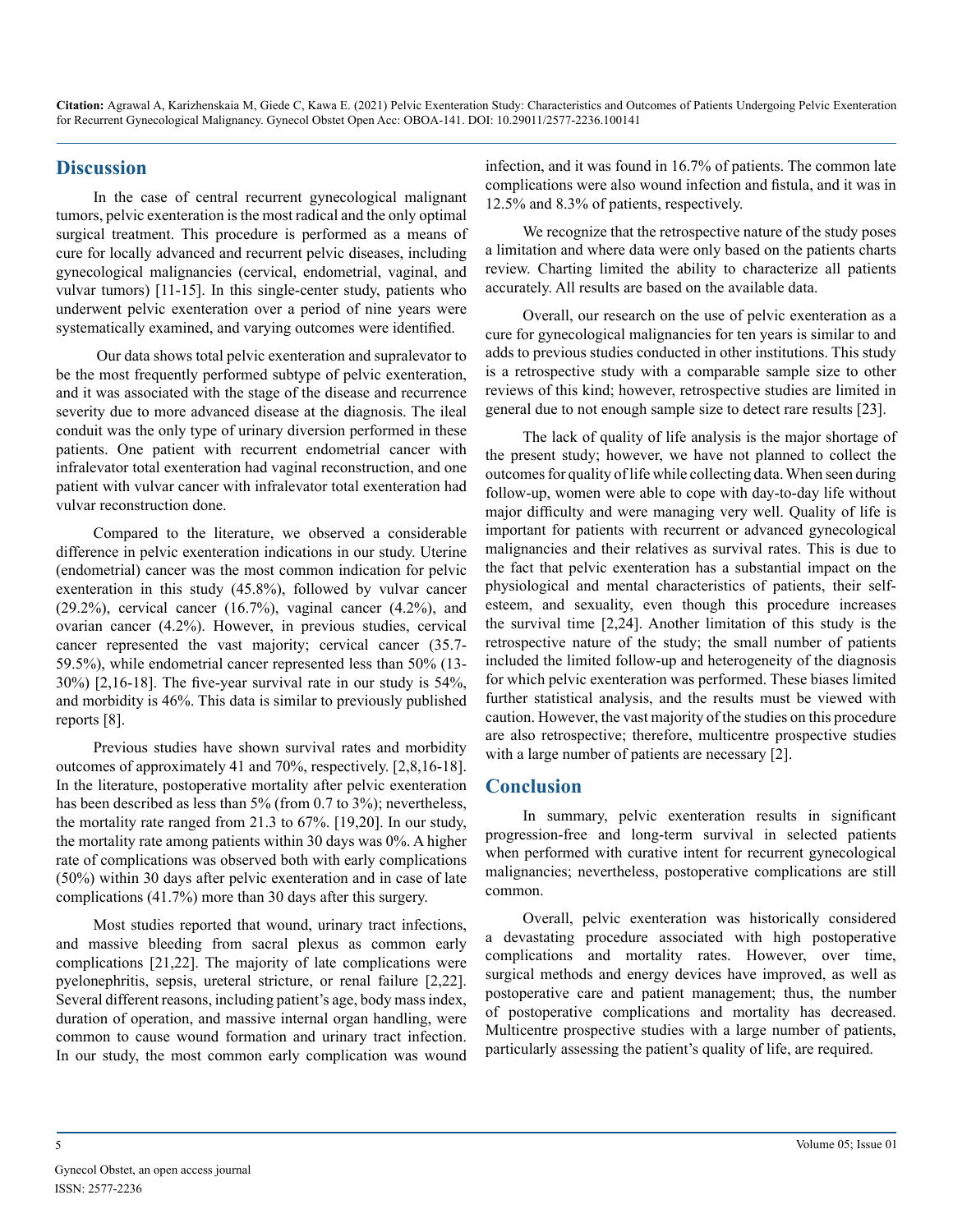## Discussion

In the case of central recurrent gynecological malignant tumors, pelvic exenteration is the most radical and the only optimal surgical treatment. This procedure is performed as a means of cure for locally advanced and recurrent pelvic diseases, including gynecological malignancies (cervical, endometrial, vaginal, and vulvar tumors) [11-15]. In this single-center study, patients who underwent pelvic exenteration over a period of nine years were systematically examined, and varying outcomes were identified.

Our data shows total pelvic exenteration and supralevator to be the most frequently performed subtype of pelvic exenteration, and it was associated with the stage of the disease and recurrence severity due to more advanced disease at the diagnosis. The ileal conduit was the only type of urinary diversion performed in these patients. One patient with recurrent endometrial cancer with infralevator total exenteration had vaginal reconstruction, and one patient with vulvar cancer with infralevator total exenteration had vulvar reconstruction done.

Compared to the literature, we observed a considerable difference in pelvic exenteration indications in our study. Uterine (endometrial) cancer was the most common indication for pelvic exenteration in this study (45.8%), followed by vulvar cancer (29.2%), cervical cancer (16.7%), vaginal cancer (4.2%), and ovarian cancer (4.2%). However, in previous studies, cervical cancer represented the vast majority; cervical cancer (35.7-59.5%), while endometrial cancer represented less than 50% (13-30%) [2,16-18]. The five-year survival rate in our study is 54%, and morbidity is 46%. This data is similar to previously published reports [8].

Previous studies have shown survival rates and morbidity outcomes of approximately 41 and 70%, respectively. [2,8,16-18]. In the literature, postoperative mortality after pelvic exenteration has been described as less than 5% (from 0.7 to 3%); nevertheless, the mortality rate ranged from 21.3 to 67%. [19,20]. In our study, the mortality rate among patients within 30 days was 0%. A higher rate of complications was observed both with early complications (50%) within 30 days after pelvic exenteration and in case of late complications (41.7%) more than 30 days after this surgery.

Most studies reported that wound, urinary tract infections, and massive bleeding from sacral plexus as common early complications [21,22]. The majority of late complications were pyelonephritis, sepsis, ureteral stricture, or renal failure [2,22]. Several different reasons, including patient's age, body mass index, duration of operation, and massive internal organ handling, were common to cause wound formation and urinary tract infection. In our study, the most common early complication was wound infection, and it was found in 16.7% of patients. The common late complications were also wound infection and fistula, and it was in 12.5% and 8.3% of patients, respectively.

We recognize that the retrospective nature of the study poses a limitation and where data were only based on the patients charts review. Charting limited the ability to characterize all patients accurately. All results are based on the available data.

Overall, our research on the use of pelvic exenteration as a cure for gynecological malignancies for ten years is similar to and adds to previous studies conducted in other institutions. This study is a retrospective study with a comparable sample size to other reviews of this kind; however, retrospective studies are limited in general due to not enough sample size to detect rare results [23].

The lack of quality of life analysis is the major shortage of the present study; however, we have not planned to collect the outcomes for quality of life while collecting data. When seen during follow-up, women were able to cope with day-to-day life without major difficulty and were managing very well. Quality of life is important for patients with recurrent or advanced gynecological malignancies and their relatives as survival rates. This is due to the fact that pelvic exenteration has a substantial impact on the physiological and mental characteristics of patients, their self-esteem, and sexuality, even though this procedure increases the survival time [2,24]. Another limitation of this study is the retrospective nature of the study; the small number of patients included the limited follow-up and heterogeneity of the diagnosis for which pelvic exenteration was performed. These biases limited further statistical analysis, and the results must be viewed with caution. However, the vast majority of the studies on this procedure are also retrospective; therefore, multicentre prospective studies with a large number of patients are necessary [2].

## Conclusion

In summary, pelvic exenteration results in significant progression-free and long-term survival in selected patients when performed with curative intent for recurrent gynecological malignancies; nevertheless, postoperative complications are still common.

Overall, pelvic exenteration was historically considered a devastating procedure associated with high postoperative complications and mortality rates. However, over time, surgical methods and energy devices have improved, as well as postoperative care and patient management; thus, the number of postoperative complications and mortality has decreased. Multicentre prospective studies with a large number of patients, particularly assessing the patient's quality of life, are required.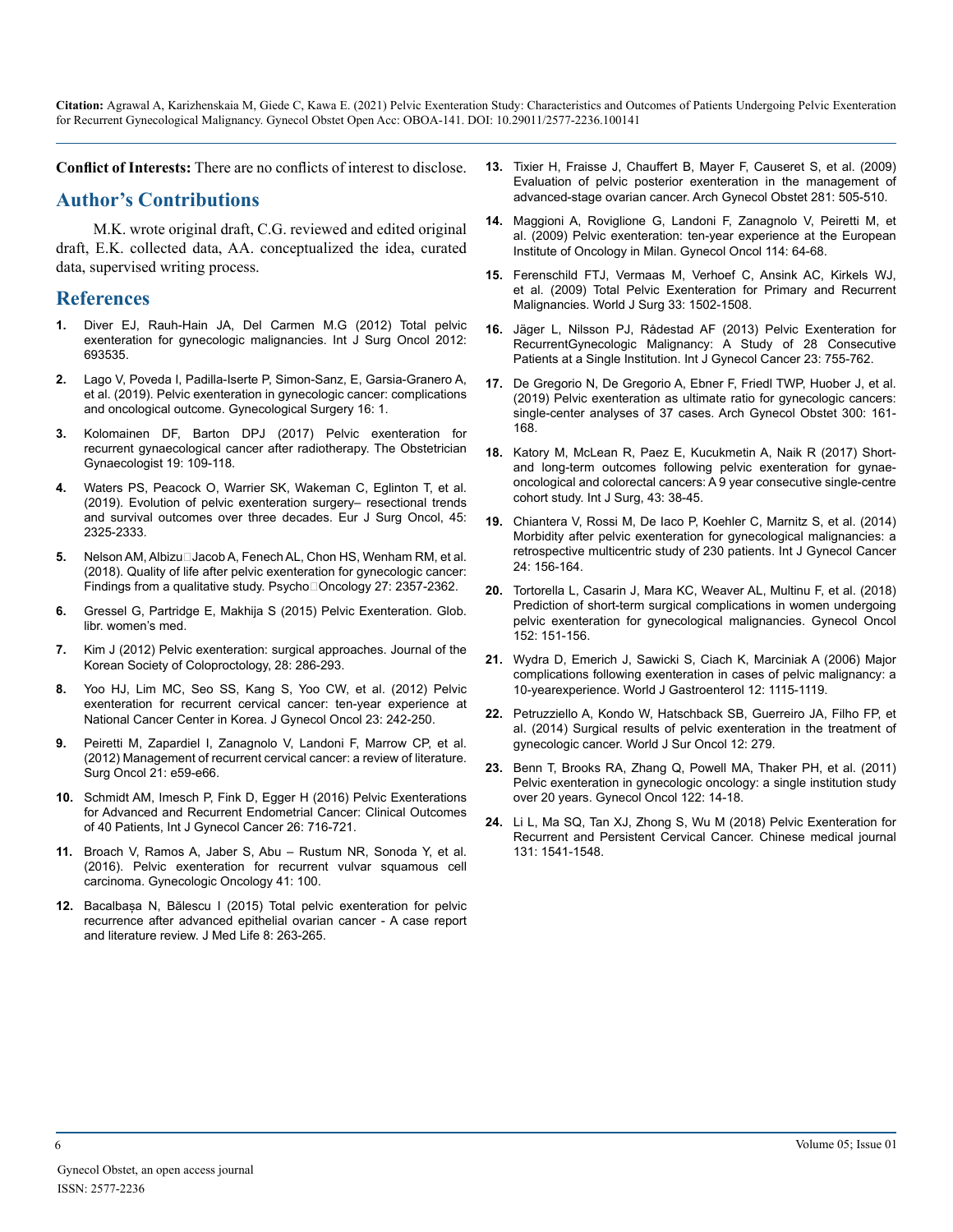**Conflict of Interests:** There are no conflicts of interest to disclose.

## Author's Contributions

M.K. wrote original draft, C.G. reviewed and edited original draft, E.K. collected data, AA. conceptualized the idea, curated data, supervised writing process.

## References

1. Diver EJ, Rauh-Hain JA, Del Carmen M.G (2012) Total pelvic exenteration for gynecologic malignancies. Int J Surg Oncol 2012: 693535.
2. Lago V, Poveda I, Padilla-Iserte P, Simon-Sanz, E, Garsia-Granero A, et al. (2019). Pelvic exenteration in gynecologic cancer: complications and oncological outcome. Gynecological Surgery 16: 1.
3. Kolomainen DF, Barton DPJ (2017) Pelvic exenteration for recurrent gynaecological cancer after radiotherapy. The Obstetrician Gynaecologist 19: 109-118.
4. Waters PS, Peacock O, Warrier SK, Wakeman C, Eglinton T, et al. (2019). Evolution of pelvic exenteration surgery– resectional trends and survival outcomes over three decades. Eur J Surg Oncol, 45: 2325-2333.
5. Nelson AM, Albizu Jacob A, Fenech AL, Chon HS, Wenham RM, et al. (2018). Quality of life after pelvic exenteration for gynecologic cancer: Findings from a qualitative study. Psycho Oncology 27: 2357-2362.
6. Gressel G, Partridge E, Makhija S (2015) Pelvic Exenteration. Glob. libr. women's med.
7. Kim J (2012) Pelvic exenteration: surgical approaches. Journal of the Korean Society of Coloproctology, 28: 286-293.
8. Yoo HJ, Lim MC, Seo SS, Kang S, Yoo CW, et al. (2012) Pelvic exenteration for recurrent cervical cancer: ten-year experience at National Cancer Center in Korea. J Gynecol Oncol 23: 242-250.
9. Peiretti M, Zapardiel I, Zanagnolo V, Landoni F, Marrow CP, et al. (2012) Management of recurrent cervical cancer: a review of literature. Surg Oncol 21: e59-e66.
10. Schmidt AM, Imesch P, Fink D, Egger H (2016) Pelvic Exenterations for Advanced and Recurrent Endometrial Cancer: Clinical Outcomes of 40 Patients, Int J Gynecol Cancer 26: 716-721.
11. Broach V, Ramos A, Jaber S, Abu – Rustum NR, Sonoda Y, et al. (2016). Pelvic exenteration for recurrent vulvar squamous cell carcinoma. Gynecologic Oncology 41: 100.
12. Bacalbașa N, Bălescu I (2015) Total pelvic exenteration for pelvic recurrence after advanced epithelial ovarian cancer - A case report and literature review. J Med Life 8: 263-265.
13. Tixier H, Fraisse J, Chauffert B, Mayer F, Causeret S, et al. (2009) Evaluation of pelvic posterior exenteration in the management of advanced-stage ovarian cancer. Arch Gynecol Obstet 281: 505-510.
14. Maggioni A, Roviglione G, Landoni F, Zanagnolo V, Peiretti M, et al. (2009) Pelvic exenteration: ten-year experience at the European Institute of Oncology in Milan. Gynecol Oncol 114: 64-68.
15. Ferenschild FTJ, Vermaas M, Verhoef C, Ansink AC, Kirkels WJ, et al. (2009) Total Pelvic Exenteration for Primary and Recurrent Malignancies. World J Surg 33: 1502-1508.
16. Jäger L, Nilsson PJ, Rådestad AF (2013) Pelvic Exenteration for RecurrentGynecologic Malignancy: A Study of 28 Consecutive Patients at a Single Institution. Int J Gynecol Cancer 23: 755-762.
17. De Gregorio N, De Gregorio A, Ebner F, Friedl TWP, Huober J, et al. (2019) Pelvic exenteration as ultimate ratio for gynecologic cancers: single-center analyses of 37 cases. Arch Gynecol Obstet 300: 161-168.
18. Katory M, McLean R, Paez E, Kucukmetin A, Naik R (2017) Short- and long-term outcomes following pelvic exenteration for gynae-oncological and colorectal cancers: A 9 year consecutive single-centre cohort study. Int J Surg, 43: 38-45.
19. Chiantera V, Rossi M, De Iaco P, Koehler C, Marnitz S, et al. (2014) Morbidity after pelvic exenteration for gynecological malignancies: a retrospective multicentric study of 230 patients. Int J Gynecol Cancer 24: 156-164.
20. Tortorella L, Casarin J, Mara KC, Weaver AL, Multinu F, et al. (2018) Prediction of short-term surgical complications in women undergoing pelvic exenteration for gynecological malignancies. Gynecol Oncol 152: 151-156.
21. Wydra D, Emerich J, Sawicki S, Ciach K, Marciniak A (2006) Major complications following exenteration in cases of pelvic malignancy: a 10-yearexperience. World J Gastroenterol 12: 1115-1119.
22. Petruzziello A, Kondo W, Hatschback SB, Guerreiro JA, Filho FP, et al. (2014) Surgical results of pelvic exenteration in the treatment of gynecologic cancer. World J Sur Oncol 12: 279.
23. Benn T, Brooks RA, Zhang Q, Powell MA, Thaker PH, et al. (2011) Pelvic exenteration in gynecologic oncology: a single institution study over 20 years. Gynecol Oncol 122: 14-18.
24. Li L, Ma SQ, Tan XJ, Zhong S, Wu M (2018) Pelvic Exenteration for Recurrent and Persistent Cervical Cancer. Chinese medical journal 131: 1541-1548.